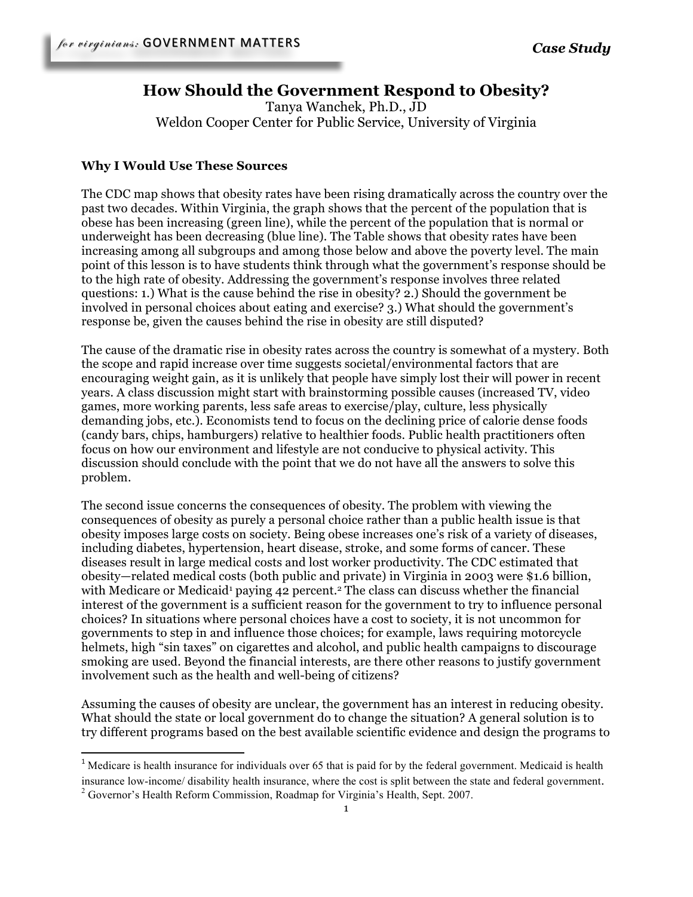# How Should the Government Respond to Obesity?

Tanya Wanchek, Ph.D., JD
Weldon Cooper Center for Public Service, University of Virginia

**Why I Would Use These Sources**

The CDC map shows that obesity rates have been rising dramatically across the country over the past two decades. Within Virginia, the graph shows that the percent of the population that is obese has been increasing (green line), while the percent of the population that is normal or underweight has been decreasing (blue line). The Table shows that obesity rates have been increasing among all subgroups and among those below and above the poverty level. The main point of this lesson is to have students think through what the government's response should be to the high rate of obesity. Addressing the government's response involves three related questions: 1.) What is the cause behind the rise in obesity? 2.) Should the government be involved in personal choices about eating and exercise? 3.) What should the government's response be, given the causes behind the rise in obesity are still disputed?

The cause of the dramatic rise in obesity rates across the country is somewhat of a mystery. Both the scope and rapid increase over time suggests societal/environmental factors that are encouraging weight gain, as it is unlikely that people have simply lost their will power in recent years. A class discussion might start with brainstorming possible causes (increased TV, video games, more working parents, less safe areas to exercise/play, culture, less physically demanding jobs, etc.). Economists tend to focus on the declining price of calorie dense foods (candy bars, chips, hamburgers) relative to healthier foods. Public health practitioners often focus on how our environment and lifestyle are not conducive to physical activity. This discussion should conclude with the point that we do not have all the answers to solve this problem.

The second issue concerns the consequences of obesity. The problem with viewing the consequences of obesity as purely a personal choice rather than a public health issue is that obesity imposes large costs on society. Being obese increases one's risk of a variety of diseases, including diabetes, hypertension, heart disease, stroke, and some forms of cancer. These diseases result in large medical costs and lost worker productivity. The CDC estimated that obesity—related medical costs (both public and private) in Virginia in 2003 were $1.6 billion, with Medicare or Medicaid[1] paying 42 percent.[2] The class can discuss whether the financial interest of the government is a sufficient reason for the government to try to influence personal choices? In situations where personal choices have a cost to society, it is not uncommon for governments to step in and influence those choices; for example, laws requiring motorcycle helmets, high "sin taxes" on cigarettes and alcohol, and public health campaigns to discourage smoking are used. Beyond the financial interests, are there other reasons to justify government involvement such as the health and well-being of citizens?

Assuming the causes of obesity are unclear, the government has an interest in reducing obesity. What should the state or local government do to change the situation? A general solution is to try different programs based on the best available scientific evidence and design the programs to

---

[1] Medicare is health insurance for individuals over 65 that is paid for by the federal government. Medicaid is health insurance low-income/ disability health insurance, where the cost is split between the state and federal government.

[2] Governor's Health Reform Commission, Roadmap for Virginia's Health, Sept. 2007.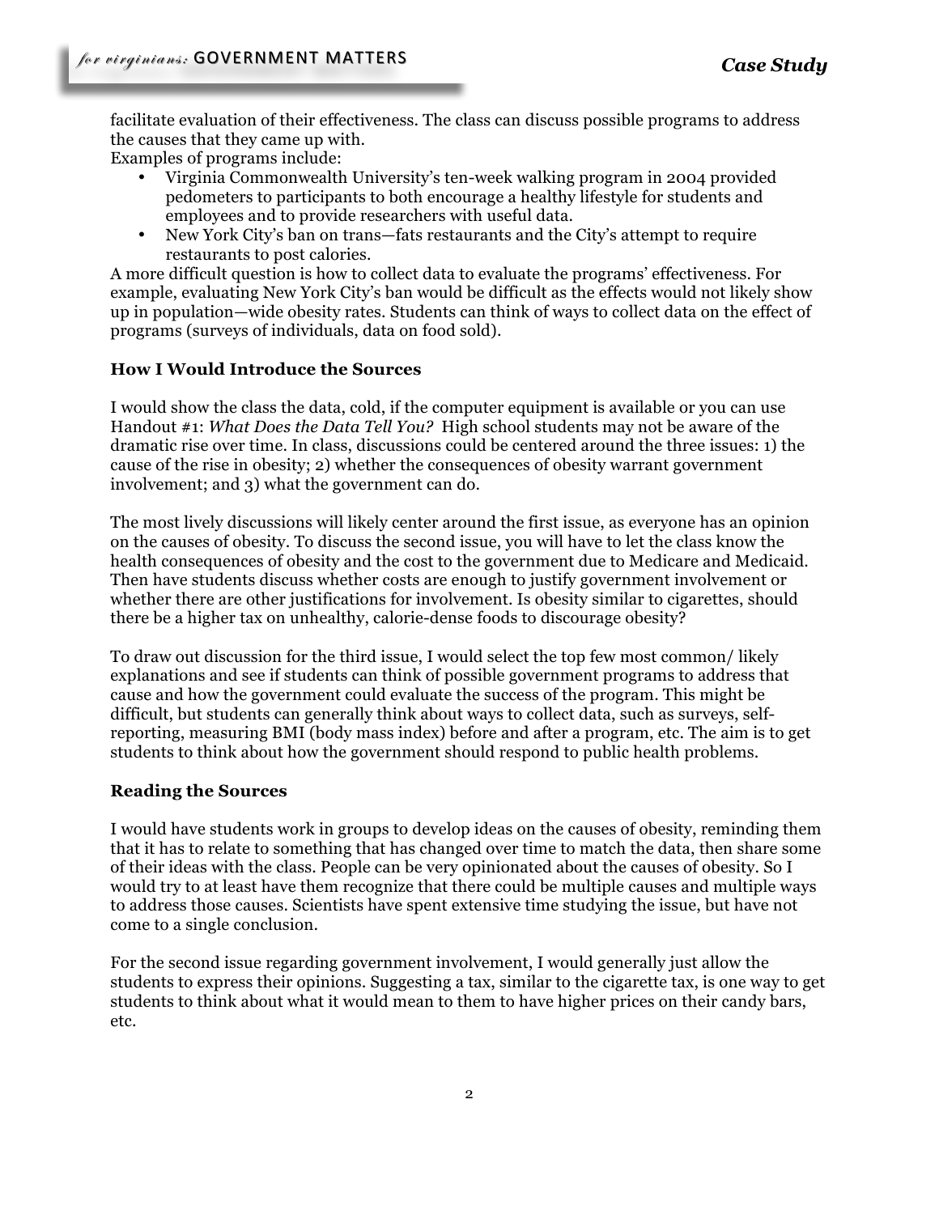facilitate evaluation of their effectiveness. The class can discuss possible programs to address the causes that they came up with.

Examples of programs include:

- Virginia Commonwealth University's ten-week walking program in 2004 provided pedometers to participants to both encourage a healthy lifestyle for students and employees and to provide researchers with useful data.
- New York City's ban on trans—fats restaurants and the City's attempt to require restaurants to post calories.

A more difficult question is how to collect data to evaluate the programs' effectiveness. For example, evaluating New York City's ban would be difficult as the effects would not likely show up in population—wide obesity rates. Students can think of ways to collect data on the effect of programs (surveys of individuals, data on food sold).

### How I Would Introduce the Sources

I would show the class the data, cold, if the computer equipment is available or you can use Handout #1: *What Does the Data Tell You?* High school students may not be aware of the dramatic rise over time. In class, discussions could be centered around the three issues: 1) the cause of the rise in obesity; 2) whether the consequences of obesity warrant government involvement; and 3) what the government can do.

The most lively discussions will likely center around the first issue, as everyone has an opinion on the causes of obesity. To discuss the second issue, you will have to let the class know the health consequences of obesity and the cost to the government due to Medicare and Medicaid. Then have students discuss whether costs are enough to justify government involvement or whether there are other justifications for involvement. Is obesity similar to cigarettes, should there be a higher tax on unhealthy, calorie-dense foods to discourage obesity?

To draw out discussion for the third issue, I would select the top few most common/ likely explanations and see if students can think of possible government programs to address that cause and how the government could evaluate the success of the program. This might be difficult, but students can generally think about ways to collect data, such as surveys, self-reporting, measuring BMI (body mass index) before and after a program, etc. The aim is to get students to think about how the government should respond to public health problems.

### Reading the Sources

I would have students work in groups to develop ideas on the causes of obesity, reminding them that it has to relate to something that has changed over time to match the data, then share some of their ideas with the class. People can be very opinionated about the causes of obesity. So I would try to at least have them recognize that there could be multiple causes and multiple ways to address those causes. Scientists have spent extensive time studying the issue, but have not come to a single conclusion.

For the second issue regarding government involvement, I would generally just allow the students to express their opinions. Suggesting a tax, similar to the cigarette tax, is one way to get students to think about what it would mean to them to have higher prices on their candy bars, etc.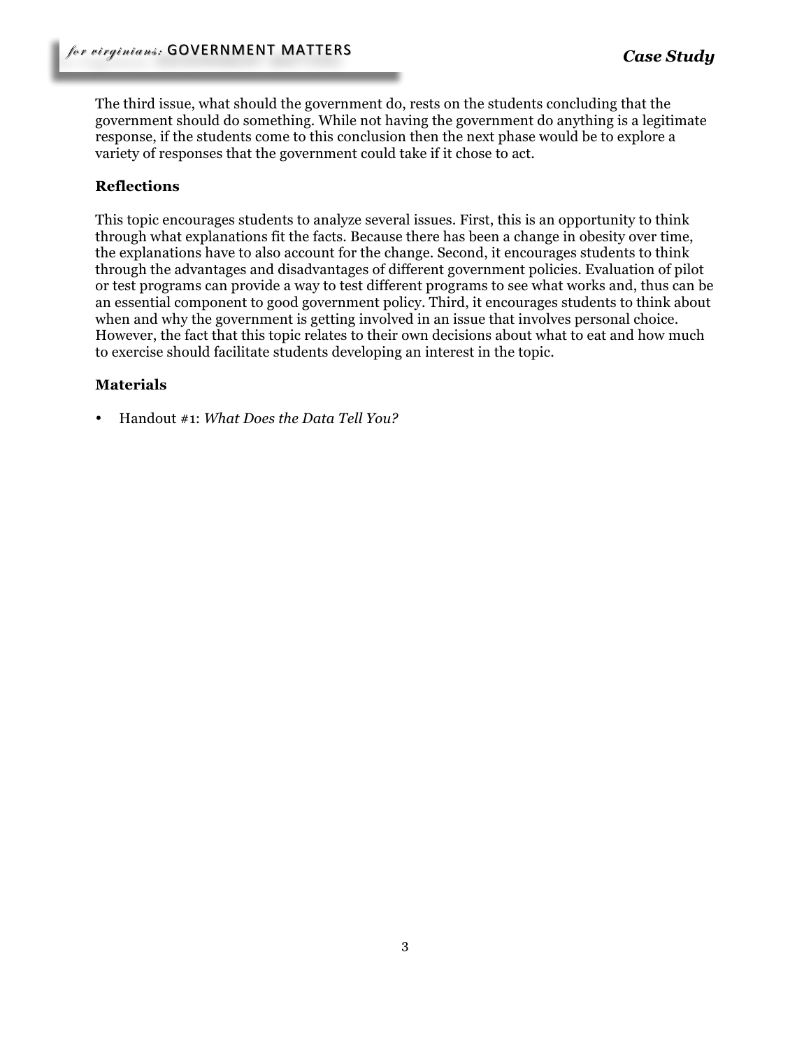The third issue, what should the government do, rests on the students concluding that the government should do something. While not having the government do anything is a legitimate response, if the students come to this conclusion then the next phase would be to explore a variety of responses that the government could take if it chose to act.

### Reflections

This topic encourages students to analyze several issues. First, this is an opportunity to think through what explanations fit the facts. Because there has been a change in obesity over time, the explanations have to also account for the change. Second, it encourages students to think through the advantages and disadvantages of different government policies. Evaluation of pilot or test programs can provide a way to test different programs to see what works and, thus can be an essential component to good government policy. Third, it encourages students to think about when and why the government is getting involved in an issue that involves personal choice. However, the fact that this topic relates to their own decisions about what to eat and how much to exercise should facilitate students developing an interest in the topic.

### Materials

- Handout #1: *What Does the Data Tell You?*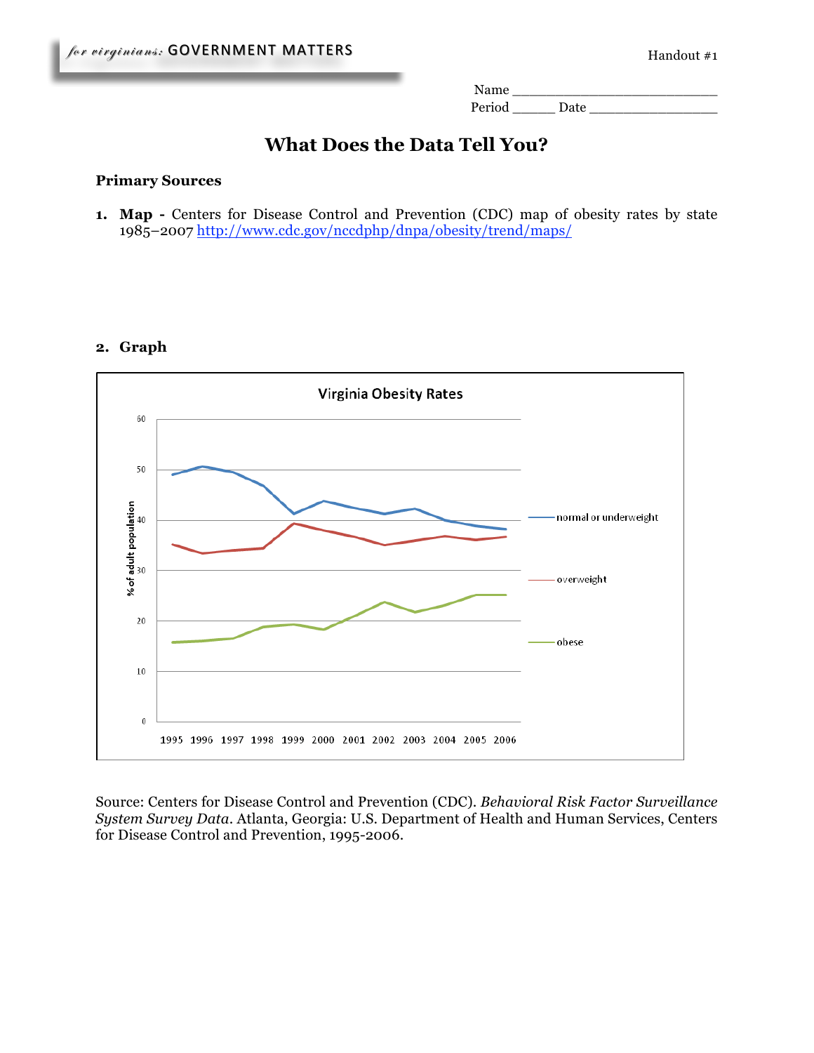Handout #1

Name ___________________________
Period ______ Date _________________

# What Does the Data Tell You?

## Primary Sources

1. **Map -** Centers for Disease Control and Prevention (CDC) map of obesity rates by state 1985–2007 http://www.cdc.gov/nccdphp/dnpa/obesity/trend/maps/

2. **Graph**

Virginia Obesity Rates

Source: Centers for Disease Control and Prevention (CDC). *Behavioral Risk Factor Surveillance System Survey Data*. Atlanta, Georgia: U.S. Department of Health and Human Services, Centers for Disease Control and Prevention, 1995-2006.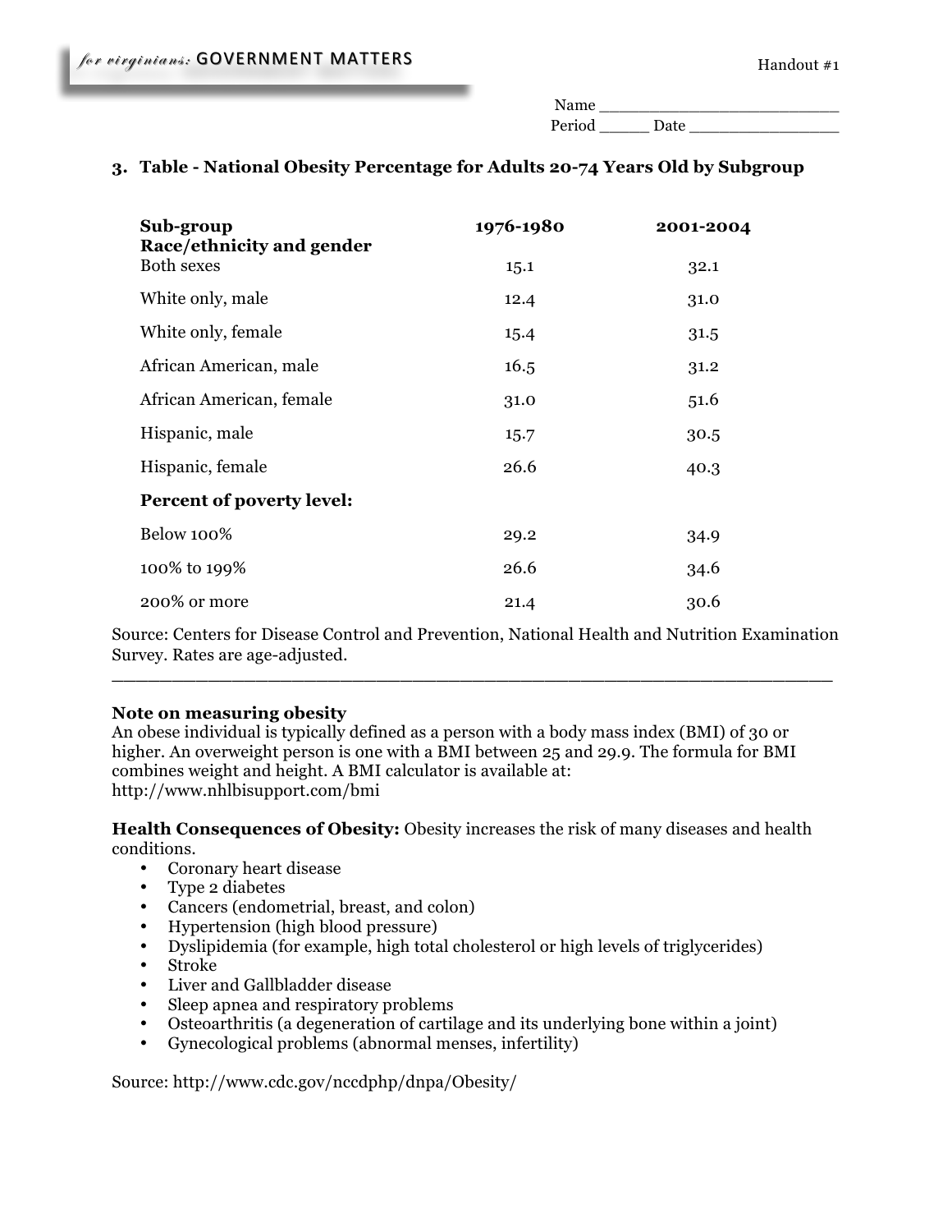Handout #1

Name ________________________
Period _____ Date ________________

### 3. Table - National Obesity Percentage for Adults 20-74 Years Old by Subgroup

| Sub-group | 1976-1980 | 2001-2004 |
|---|---|---|
| **Race/ethnicity and gender** | | |
| Both sexes | 15.1 | 32.1 |
| White only, male | 12.4 | 31.0 |
| White only, female | 15.4 | 31.5 |
| African American, male | 16.5 | 31.2 |
| African American, female | 31.0 | 51.6 |
| Hispanic, male | 15.7 | 30.5 |
| Hispanic, female | 26.6 | 40.3 |
| **Percent of poverty level:** | | |
| Below 100% | 29.2 | 34.9 |
| 100% to 199% | 26.6 | 34.6 |
| 200% or more | 21.4 | 30.6 |

Source: Centers for Disease Control and Prevention, National Health and Nutrition Examination Survey. Rates are age-adjusted.

---

**Note on measuring obesity**
An obese individual is typically defined as a person with a body mass index (BMI) of 30 or higher. An overweight person is one with a BMI between 25 and 29.9. The formula for BMI combines weight and height. A BMI calculator is available at: http://www.nhlbisupport.com/bmi

**Health Consequences of Obesity:** Obesity increases the risk of many diseases and health conditions.

- Coronary heart disease
- Type 2 diabetes
- Cancers (endometrial, breast, and colon)
- Hypertension (high blood pressure)
- Dyslipidemia (for example, high total cholesterol or high levels of triglycerides)
- Stroke
- Liver and Gallbladder disease
- Sleep apnea and respiratory problems
- Osteoarthritis (a degeneration of cartilage and its underlying bone within a joint)
- Gynecological problems (abnormal menses, infertility)

Source: http://www.cdc.gov/nccdphp/dnpa/Obesity/